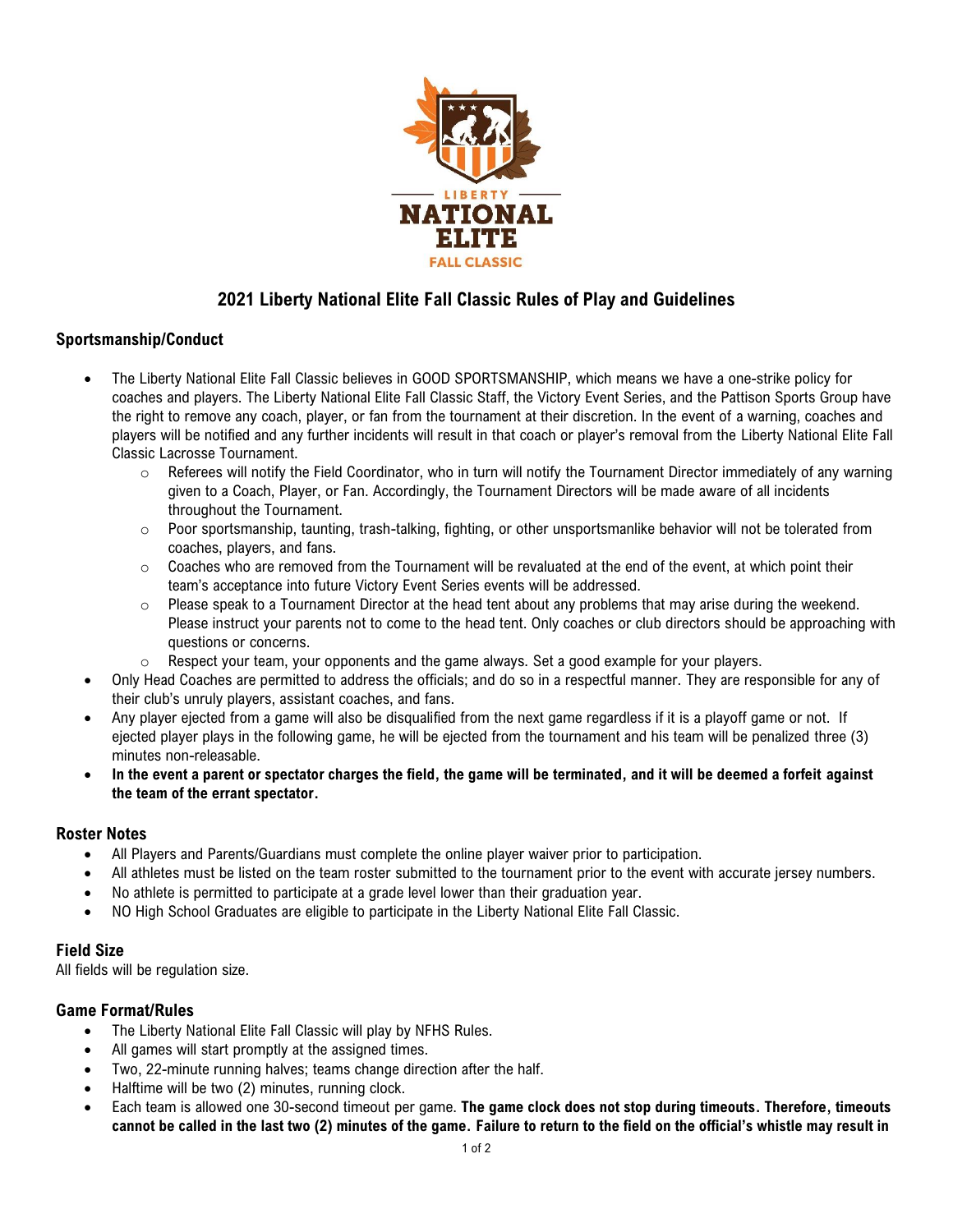# 2021 Liberty National Elite Fall Classic Rules of Play and Guidelines

## Sportsmanship/Conduct

- The Liberty National Elite Fall Classic believes in GOOD SPORTSMANSHIP, which means we have a one-strike policy for coaches and players. The Liberty National Elite Fall Classic Staff, the Victory Event Series, and the Pattison Sports Group have the right to remove any coach, player, or fan from the tournament at their discretion. In the event of a warning, coaches and players will be notified and any further incidents will result in that coach or player's removal from the Liberty National Elite Fall Classic Lacrosse Tournament.
  - Referees will notify the Field Coordinator, who in turn will notify the Tournament Director immediately of any warning given to a Coach, Player, or Fan. Accordingly, the Tournament Directors will be made aware of all incidents throughout the Tournament.
  - Poor sportsmanship, taunting, trash-talking, fighting, or other unsportsmanlike behavior will not be tolerated from coaches, players, and fans.
  - Coaches who are removed from the Tournament will be revaluated at the end of the event, at which point their team's acceptance into future Victory Event Series events will be addressed.
  - Please speak to a Tournament Director at the head tent about any problems that may arise during the weekend. Please instruct your parents not to come to the head tent. Only coaches or club directors should be approaching with questions or concerns.
  - Respect your team, your opponents and the game always. Set a good example for your players.
- Only Head Coaches are permitted to address the officials; and do so in a respectful manner. They are responsible for any of their club's unruly players, assistant coaches, and fans.
- Any player ejected from a game will also be disqualified from the next game regardless if it is a playoff game or not. If ejected player plays in the following game, he will be ejected from the tournament and his team will be penalized three (3) minutes non-releasable.
- **In the event a parent or spectator charges the field, the game will be terminated, and it will be deemed a forfeit against the team of the errant spectator.**

## Roster Notes

- All Players and Parents/Guardians must complete the online player waiver prior to participation.
- All athletes must be listed on the team roster submitted to the tournament prior to the event with accurate jersey numbers.
- No athlete is permitted to participate at a grade level lower than their graduation year.
- NO High School Graduates are eligible to participate in the Liberty National Elite Fall Classic.

## Field Size

All fields will be regulation size.

## Game Format/Rules

- The Liberty National Elite Fall Classic will play by NFHS Rules.
- All games will start promptly at the assigned times.
- Two, 22-minute running halves; teams change direction after the half.
- Halftime will be two (2) minutes, running clock.
- Each team is allowed one 30-second timeout per game. **The game clock does not stop during timeouts. Therefore, timeouts cannot be called in the last two (2) minutes of the game. Failure to return to the field on the official's whistle may result in**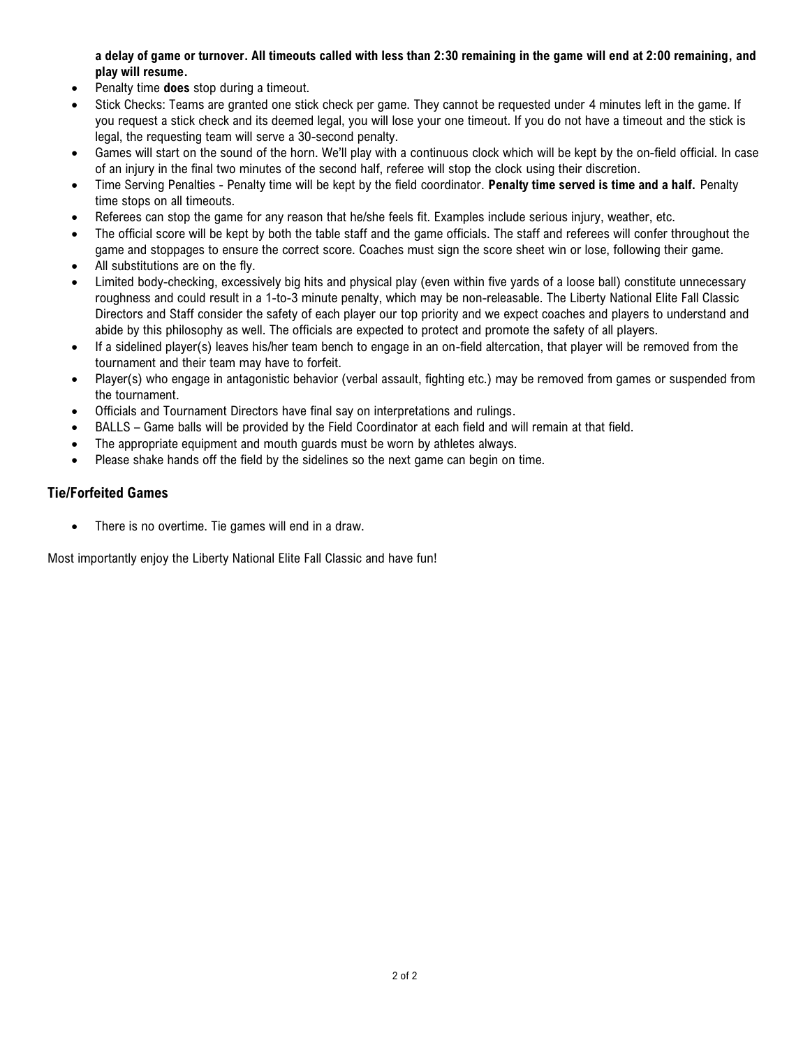**a delay of game or turnover. All timeouts called with less than 2:30 remaining in the game will end at 2:00 remaining, and play will resume.**

- Penalty time **does** stop during a timeout.
- Stick Checks: Teams are granted one stick check per game. They cannot be requested under 4 minutes left in the game. If you request a stick check and its deemed legal, you will lose your one timeout. If you do not have a timeout and the stick is legal, the requesting team will serve a 30-second penalty.
- Games will start on the sound of the horn. We'll play with a continuous clock which will be kept by the on-field official. In case of an injury in the final two minutes of the second half, referee will stop the clock using their discretion.
- Time Serving Penalties - Penalty time will be kept by the field coordinator. **Penalty time served is time and a half.** Penalty time stops on all timeouts.
- Referees can stop the game for any reason that he/she feels fit. Examples include serious injury, weather, etc.
- The official score will be kept by both the table staff and the game officials. The staff and referees will confer throughout the game and stoppages to ensure the correct score. Coaches must sign the score sheet win or lose, following their game.
- All substitutions are on the fly.
- Limited body-checking, excessively big hits and physical play (even within five yards of a loose ball) constitute unnecessary roughness and could result in a 1-to-3 minute penalty, which may be non-releasable. The Liberty National Elite Fall Classic Directors and Staff consider the safety of each player our top priority and we expect coaches and players to understand and abide by this philosophy as well. The officials are expected to protect and promote the safety of all players.
- If a sidelined player(s) leaves his/her team bench to engage in an on-field altercation, that player will be removed from the tournament and their team may have to forfeit.
- Player(s) who engage in antagonistic behavior (verbal assault, fighting etc.) may be removed from games or suspended from the tournament.
- Officials and Tournament Directors have final say on interpretations and rulings.
- BALLS – Game balls will be provided by the Field Coordinator at each field and will remain at that field.
- The appropriate equipment and mouth guards must be worn by athletes always.
- Please shake hands off the field by the sidelines so the next game can begin on time.

### Tie/Forfeited Games

- There is no overtime. Tie games will end in a draw.

Most importantly enjoy the Liberty National Elite Fall Classic and have fun!